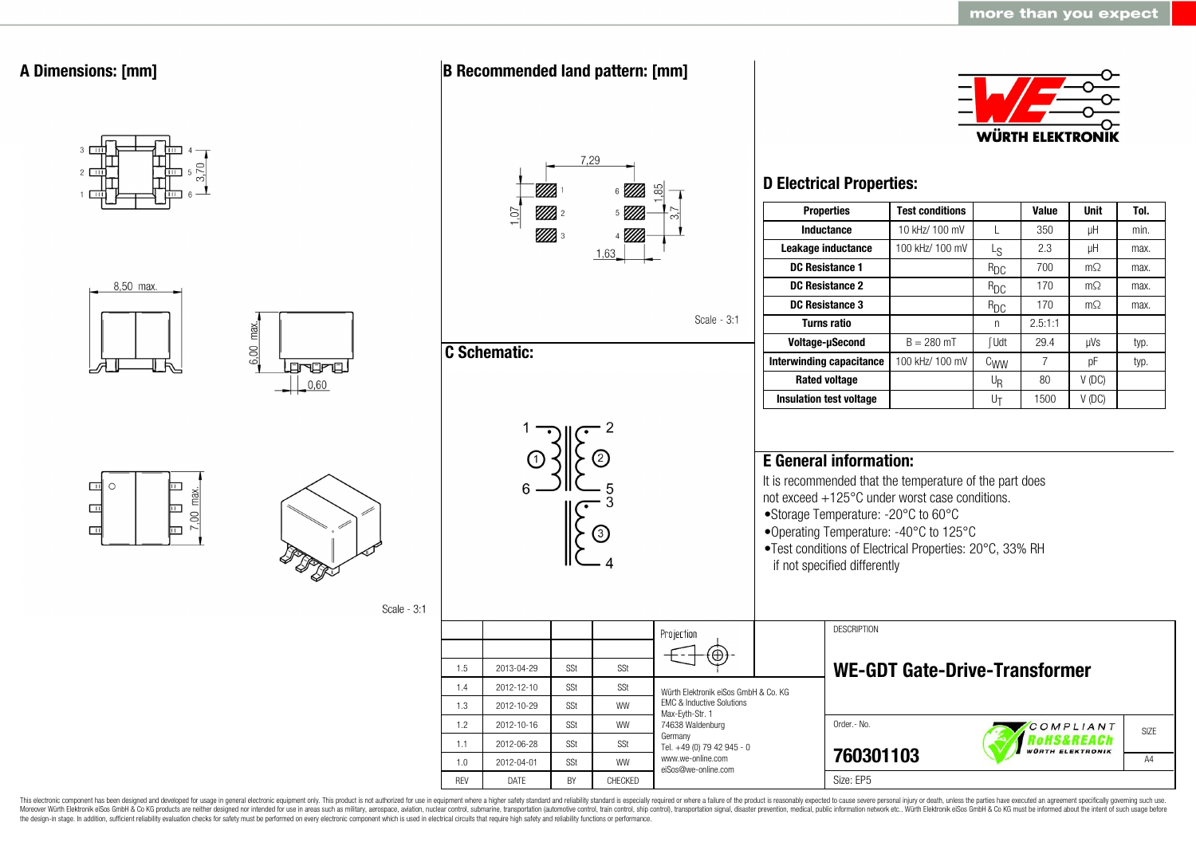## A Dimensions: [mm]

3.70

8.50 max.

6.00 max.

0.60

7.00 max.

Scale - 3:1

## B Recommended land pattern: [mm]

7.29

1.07

1.85

3.7

1.63

Scale - 3:1

## C Schematic:

1, 2, 6, 5, 3, 4

## D Electrical Properties:

| Properties | Test conditions | | Value | Unit | Tol. |
|---|---|---|---|---|---|
| Inductance | 10 kHz/ 100 mV | L | 350 | µH | min. |
| Leakage inductance | 100 kHz/ 100 mV | $L_S$ | 2.3 | µH | max. |
| DC Resistance 1 | | $R_{DC}$ | 700 | mΩ | max. |
| DC Resistance 2 | | $R_{DC}$ | 170 | mΩ | max. |
| DC Resistance 3 | | $R_{DC}$ | 170 | mΩ | max. |
| Turns ratio | | n | 2.5:1:1 | | |
| Voltage-µSecond | B = 280 mT | ∫Udt | 29.4 | µVs | typ. |
| Interwinding capacitance | 100 kHz/ 100 mV | $C_{WW}$ | 7 | pF | typ. |
| Rated voltage | | $U_R$ | 80 | V (DC) | |
| Insulation test voltage | | $U_T$ | 1500 | V (DC) | |

## E General information:

It is recommended that the temperature of the part does not exceed +125°C under worst case conditions.

- Storage Temperature: -20°C to 60°C
- Operating Temperature: -40°C to 125°C
- Test conditions of Electrical Properties: 20°C, 33% RH if not specified differently

| REV | DATE | BY | CHECKED |
|---|---|---|---|
| 1.5 | 2013-04-29 | SSt | SSt |
| 1.4 | 2012-12-10 | SSt | SSt |
| 1.3 | 2012-10-29 | SSt | WW |
| 1.2 | 2012-10-16 | SSt | WW |
| 1.1 | 2012-06-28 | SSt | SSt |
| 1.0 | 2012-04-01 | SSt | WW |

Projection

Würth Elektronik eiSos GmbH & Co. KG
EMC & Inductive Solutions
Max-Eyth-Str. 1
74638 Waldenburg
Germany
Tel. +49 (0) 79 42 945 - 0
www.we-online.com
eiSos@we-online.com

DESCRIPTION

**WE-GDT Gate-Drive-Transformer**

Order.- No.

**760301103**

SIZE A4

Size: EP5

This electronic component has been designed and developed for usage in general electronic equipment only. This product is not authorized for use in equipment where a higher safety standard and reliability standard is especially required or where a failure of the product is reasonably expected to cause severe personal injury or death, unless the parties have executed an agreement specifically governing such use. Moreover Würth Elektronik eiSos GmbH & Co KG products are neither designed nor intended for use in areas such as military, aerospace, aviation, nuclear control, submarine, transportation (automotive control, train control, ship control), transportation signal, disaster prevention, medical, public information network etc.. Würth Elektronik eiSos GmbH & Co KG must be informed about the intent of such usage before the design-in stage. In addition, sufficient reliability evaluation checks for safety must be performed on every electronic component which is used in electrical circuits that require high safety and reliability functions or performance.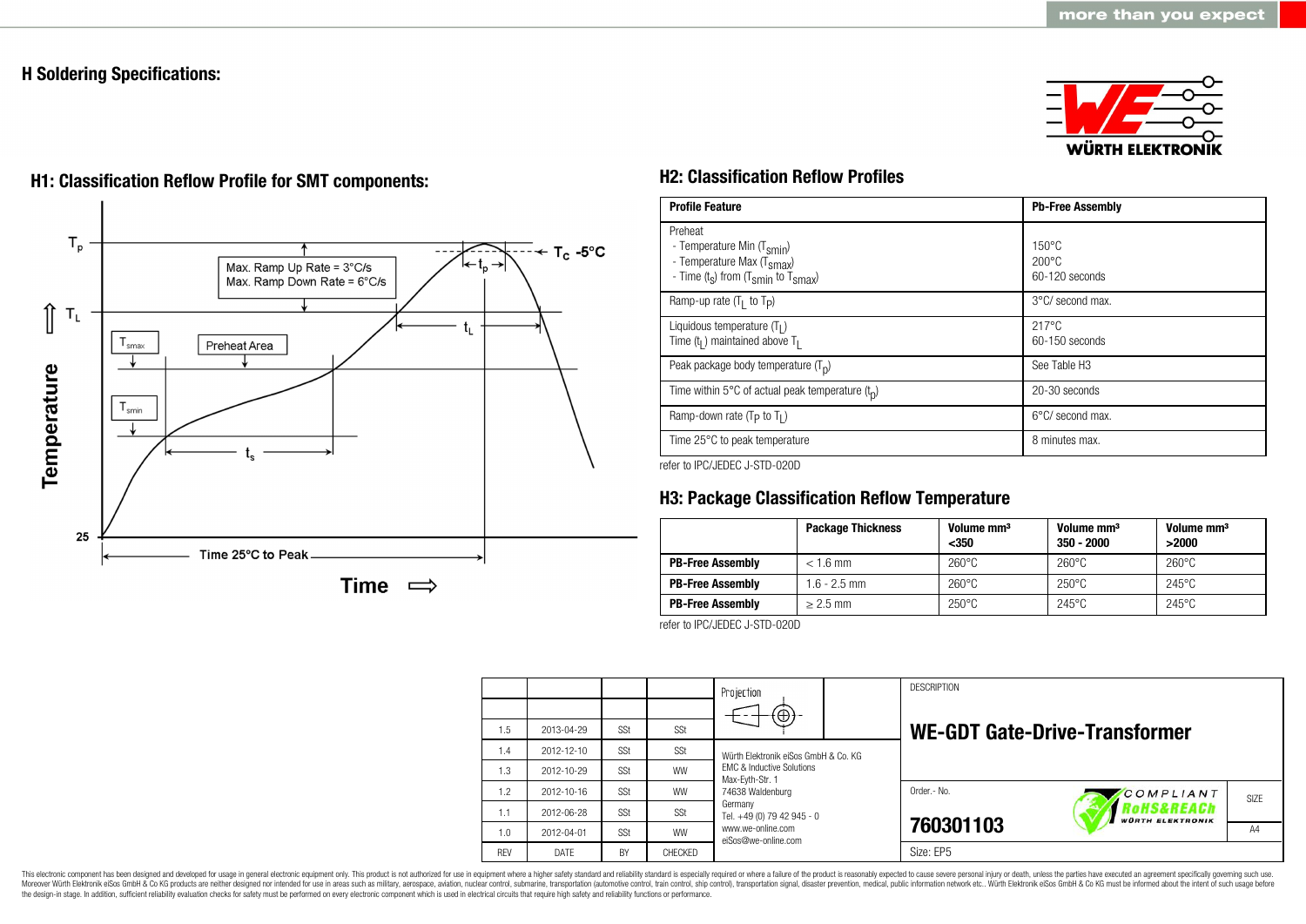# H Soldering Specifications:

## H1: Classification Reflow Profile for SMT components:

$T_p$

Max. Ramp Up Rate = 3°C/s
Max. Ramp Down Rate = 6°C/s

$T_C$ -5°C

$t_p$

$T_L$

$t_L$

$T_{smax}$

Preheat Area

$T_{smin}$

$t_s$

Temperature

25

Time 25°C to Peak

Time ⇨

## H2: Classification Reflow Profiles

| Profile Feature | Pb-Free Assembly |
|---|---|
| Preheat<br>- Temperature Min ($T_{smin}$)<br>- Temperature Max ($T_{smax}$)<br>- Time ($t_s$) from ($T_{smin}$ to $T_{smax}$) | <br>150°C<br>200°C<br>60-120 seconds |
| Ramp-up rate ($T_L$ to $T_P$) | 3°C/ second max. |
| Liquidous temperature ($T_L$)<br>Time ($t_L$) maintained above $T_L$ | 217°C<br>60-150 seconds |
| Peak package body temperature ($T_p$) | See Table H3 |
| Time within 5°C of actual peak temperature ($t_p$) | 20-30 seconds |
| Ramp-down rate ($T_P$ to $T_L$) | 6°C/ second max. |
| Time 25°C to peak temperature | 8 minutes max. |

refer to IPC/JEDEC J-STD-020D

## H3: Package Classification Reflow Temperature

| | Package Thickness | Volume mm³ <350 | Volume mm³ 350 - 2000 | Volume mm³ >2000 |
|---|---|---|---|---|
| **PB-Free Assembly** | < 1.6 mm | 260°C | 260°C | 260°C |
| **PB-Free Assembly** | 1.6 - 2.5 mm | 260°C | 250°C | 245°C |
| **PB-Free Assembly** | ≥ 2.5 mm | 250°C | 245°C | 245°C |

refer to IPC/JEDEC J-STD-020D

| REV | DATE | BY | CHECKED |
|---|---|---|---|
| 1.5 | 2013-04-29 | SSt | SSt |
| 1.4 | 2012-12-10 | SSt | SSt |
| 1.3 | 2012-10-29 | SSt | WW |
| 1.2 | 2012-10-16 | SSt | WW |
| 1.1 | 2012-06-28 | SSt | SSt |
| 1.0 | 2012-04-01 | SSt | WW |

Projection

Würth Elektronik eiSos GmbH & Co. KG
EMC & Inductive Solutions
Max-Eyth-Str. 1
74638 Waldenburg
Germany
Tel. +49 (0) 79 42 945 - 0
www.we-online.com
eiSos@we-online.com

DESCRIPTION

**WE-GDT Gate-Drive-Transformer**

Order.- No.

**760301103**

Size: EP5

SIZE A4

This electronic component has been designed and developed for usage in general electronic equipment only. This product is not authorized for use in equipment where a higher safety standard and reliability standard is especially required or where a failure of the product is reasonably expected to cause severe personal injury or death, unless the parties have executed an agreement specifically governing such use. Moreover Würth Elektronik eiSos GmbH & Co KG products are neither designed nor intended for use in areas such as military, aerospace, aviation, nuclear control, submarine, transportation (automotive control, train control, ship control), transportation signal, disaster prevention, medical, public information network etc.. Würth Elektronik eiSos GmbH & Co KG must be informed about the intent of such usage before the design-in stage. In addition, sufficient reliability evaluation checks for safety must be performed on every electronic component which is used in electrical circuits that require high safety and reliability functions or performance.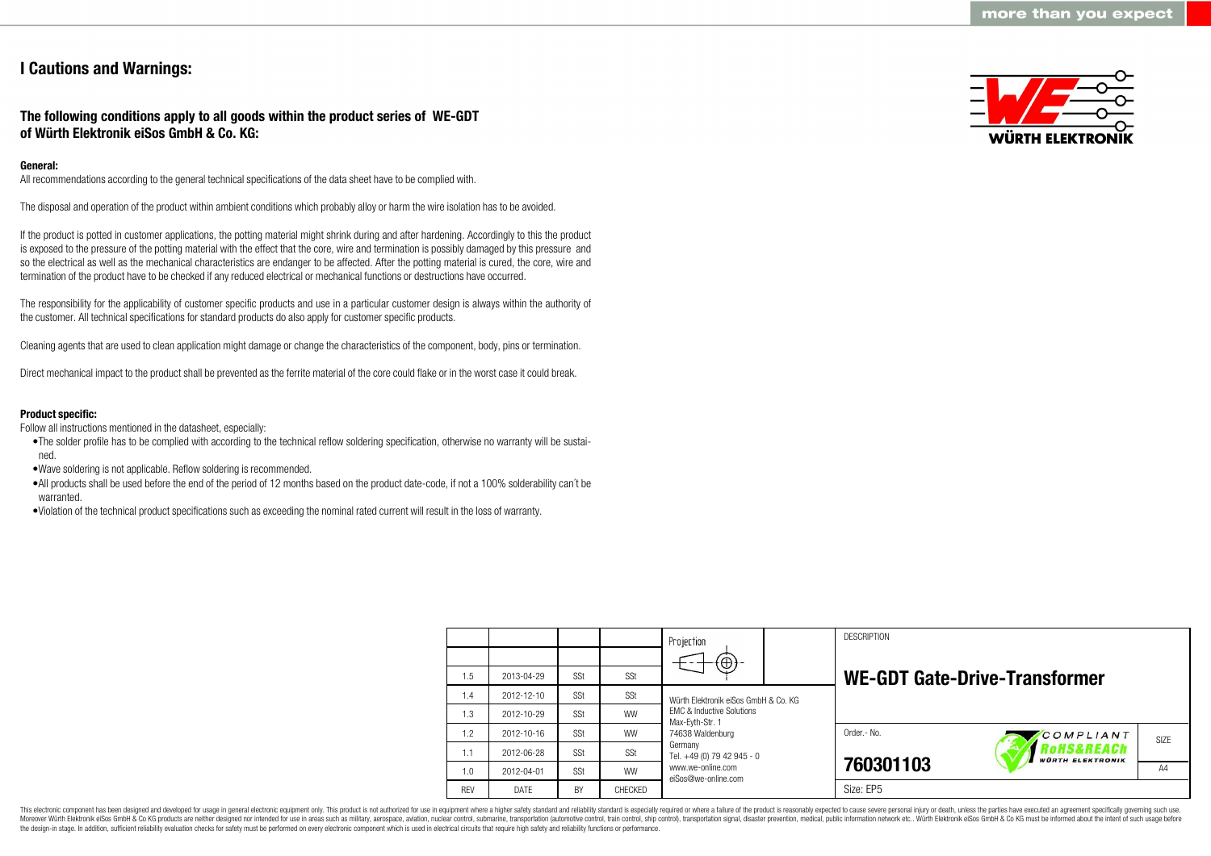# I Cautions and Warnings:

## The following conditions apply to all goods within the product series of WE-GDT of Würth Elektronik eiSos GmbH & Co. KG:

**General:**

All recommendations according to the general technical specifications of the data sheet have to be complied with.

The disposal and operation of the product within ambient conditions which probably alloy or harm the wire isolation has to be avoided.

If the product is potted in customer applications, the potting material might shrink during and after hardening. Accordingly to this the product is exposed to the pressure of the potting material with the effect that the core, wire and termination is possibly damaged by this pressure and so the electrical as well as the mechanical characteristics are endanger to be affected. After the potting material is cured, the core, wire and termination of the product have to be checked if any reduced electrical or mechanical functions or destructions have occurred.

The responsibility for the applicability of customer specific products and use in a particular customer design is always within the authority of the customer. All technical specifications for standard products do also apply for customer specific products.

Cleaning agents that are used to clean application might damage or change the characteristics of the component, body, pins or termination.

Direct mechanical impact to the product shall be prevented as the ferrite material of the core could flake or in the worst case it could break.

**Product specific:**

Follow all instructions mentioned in the datasheet, especially:

- The solder profile has to be complied with according to the technical reflow soldering specification, otherwise no warranty will be sustained.
- Wave soldering is not applicable. Reflow soldering is recommended.
- All products shall be used before the end of the period of 12 months based on the product date-code, if not a 100% solderability can´t be warranted.
- Violation of the technical product specifications such as exceeding the nominal rated current will result in the loss of warranty.

| REV | DATE | BY | CHECKED |
|---|---|---|---|
| | | | |
| 1.5 | 2013-04-29 | SSt | SSt |
| 1.4 | 2012-12-10 | SSt | SSt |
| 1.3 | 2012-10-29 | SSt | WW |
| 1.2 | 2012-10-16 | SSt | WW |
| 1.1 | 2012-06-28 | SSt | SSt |
| 1.0 | 2012-04-01 | SSt | WW |

Projection

Würth Elektronik eiSos GmbH & Co. KG
EMC & Inductive Solutions
Max-Eyth-Str. 1
74638 Waldenburg
Germany
Tel. +49 (0) 79 42 945 - 0
www.we-online.com
eiSos@we-online.com

DESCRIPTION

**WE-GDT Gate-Drive-Transformer**

Order.- No. **760301103**

COMPLIANT RoHS&REACh WÜRTH ELEKTRONIK

SIZE A4

Size: EP5

This electronic component has been designed and developed for usage in general electronic equipment only. This product is not authorized for use in equipment where a higher safety standard and reliability standard is especially required or where a failure of the product is reasonably expected to cause severe personal injury or death, unless the parties have executed an agreement specifically governing such use. Moreover Würth Elektronik eiSos GmbH & Co KG products are neither designed nor intended for use in areas such as military, aerospace, aviation, nuclear control, submarine, transportation (automotive control, train control, ship control), transportation signal, disaster prevention, medical, public information network etc.. Würth Elektronik eiSos GmbH & Co KG must be informed about the intent of such usage before the design-in stage. In addition, sufficient reliability evaluation checks for safety must be performed on every electronic component which is used in electrical circuits that require high safety and reliability functions or performance.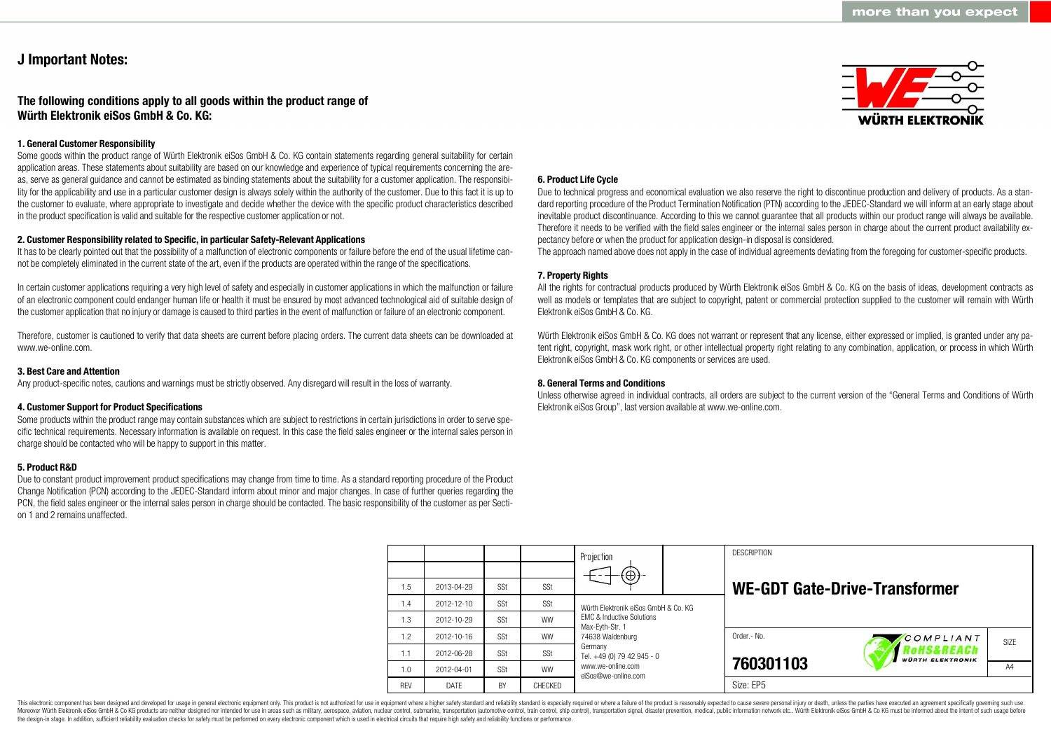## J Important Notes:

### The following conditions apply to all goods within the product range of Würth Elektronik eiSos GmbH & Co. KG:

**1. General Customer Responsibility**

Some goods within the product range of Würth Elektronik eiSos GmbH & Co. KG contain statements regarding general suitability for certain application areas. These statements about suitability are based on our knowledge and experience of typical requirements concerning the areas, serve as general guidance and cannot be estimated as binding statements about the suitability for a customer application. The responsibility for the applicability and use in a particular customer design is always solely within the authority of the customer. Due to this fact it is up to the customer to evaluate, where appropriate to investigate and decide whether the device with the specific product characteristics described in the product specification is valid and suitable for the respective customer application or not.

**2. Customer Responsibility related to Specific, in particular Safety-Relevant Applications**

It has to be clearly pointed out that the possibility of a malfunction of electronic components or failure before the end of the usual lifetime cannot be completely eliminated in the current state of the art, even if the products are operated within the range of the specifications.

In certain customer applications requiring a very high level of safety and especially in customer applications in which the malfunction or failure of an electronic component could endanger human life or health it must be ensured by most advanced technological aid of suitable design of the customer application that no injury or damage is caused to third parties in the event of malfunction or failure of an electronic component.

Therefore, customer is cautioned to verify that data sheets are current before placing orders. The current data sheets can be downloaded at www.we-online.com.

**3. Best Care and Attention**

Any product-specific notes, cautions and warnings must be strictly observed. Any disregard will result in the loss of warranty.

**4. Customer Support for Product Specifications**

Some products within the product range may contain substances which are subject to restrictions in certain jurisdictions in order to serve specific technical requirements. Necessary information is available on request. In this case the field sales engineer or the internal sales person in charge should be contacted who will be happy to support in this matter.

**5. Product R&D**

Due to constant product improvement product specifications may change from time to time. As a standard reporting procedure of the Product Change Notification (PCN) according to the JEDEC-Standard inform about minor and major changes. In case of further queries regarding the PCN, the field sales engineer or the internal sales person in charge should be contacted. The basic responsibility of the customer as per Section 1 and 2 remains unaffected.

**6. Product Life Cycle**

Due to technical progress and economical evaluation we also reserve the right to discontinue production and delivery of products. As a standard reporting procedure of the Product Termination Notification (PTN) according to the JEDEC-Standard we will inform at an early stage about inevitable product discontinuance. According to this we cannot guarantee that all products within our product range will always be available. Therefore it needs to be verified with the field sales engineer or the internal sales person in charge about the current product availability expectancy before or when the product for application design-in disposal is considered.

The approach named above does not apply in the case of individual agreements deviating from the foregoing for customer-specific products.

**7. Property Rights**

All the rights for contractual products produced by Würth Elektronik eiSos GmbH & Co. KG on the basis of ideas, development contracts as well as models or templates that are subject to copyright, patent or commercial protection supplied to the customer will remain with Würth Elektronik eiSos GmbH & Co. KG.

Würth Elektronik eiSos GmbH & Co. KG does not warrant or represent that any license, either expressed or implied, is granted under any patent right, copyright, mask work right, or other intellectual property right relating to any combination, application, or process in which Würth Elektronik eiSos GmbH & Co. KG components or services are used.

**8. General Terms and Conditions**

Unless otherwise agreed in individual contracts, all orders are subject to the current version of the "General Terms and Conditions of Würth Elektronik eiSos Group", last version available at www.we-online.com.

| REV | DATE | BY | CHECKED |
|---|---|---|---|
| 1.5 | 2013-04-29 | SSt | SSt |
| 1.4 | 2012-12-10 | SSt | SSt |
| 1.3 | 2012-10-29 | SSt | WW |
| 1.2 | 2012-10-16 | SSt | WW |
| 1.1 | 2012-06-28 | SSt | SSt |
| 1.0 | 2012-04-01 | SSt | WW |

Projection

Würth Elektronik eiSos GmbH & Co. KG
EMC & Inductive Solutions
Max-Eyth-Str. 1
74638 Waldenburg
Germany
Tel. +49 (0) 79 42 945 - 0
www.we-online.com
eiSos@we-online.com

DESCRIPTION
**WE-GDT Gate-Drive-Transformer**

Order.- No.
**760301103**

SIZE
A4

Size: EP5

This electronic component has been designed and developed for usage in general electronic equipment only. This product is not authorized for use in equipment where a higher safety standard and reliability standard is especially required or where a failure of the product is reasonably expected to cause severe personal injury or death, unless the parties have executed an agreement specifically governing such use. Moreover Würth Elektronik eiSos GmbH & Co KG products are neither designed nor intended for use in areas such as military, aerospace, aviation, nuclear control, submarine, transportation (automotive control, train control, ship control), transportation signal, disaster prevention, medical, public information network etc.. Würth Elektronik eiSos GmbH & Co KG must be informed about the intent of such usage before the design-in stage. In addition, sufficient reliability evaluation checks for safety must be performed on every electronic component which is used in electrical circuits that require high safety and reliability functions or performance.